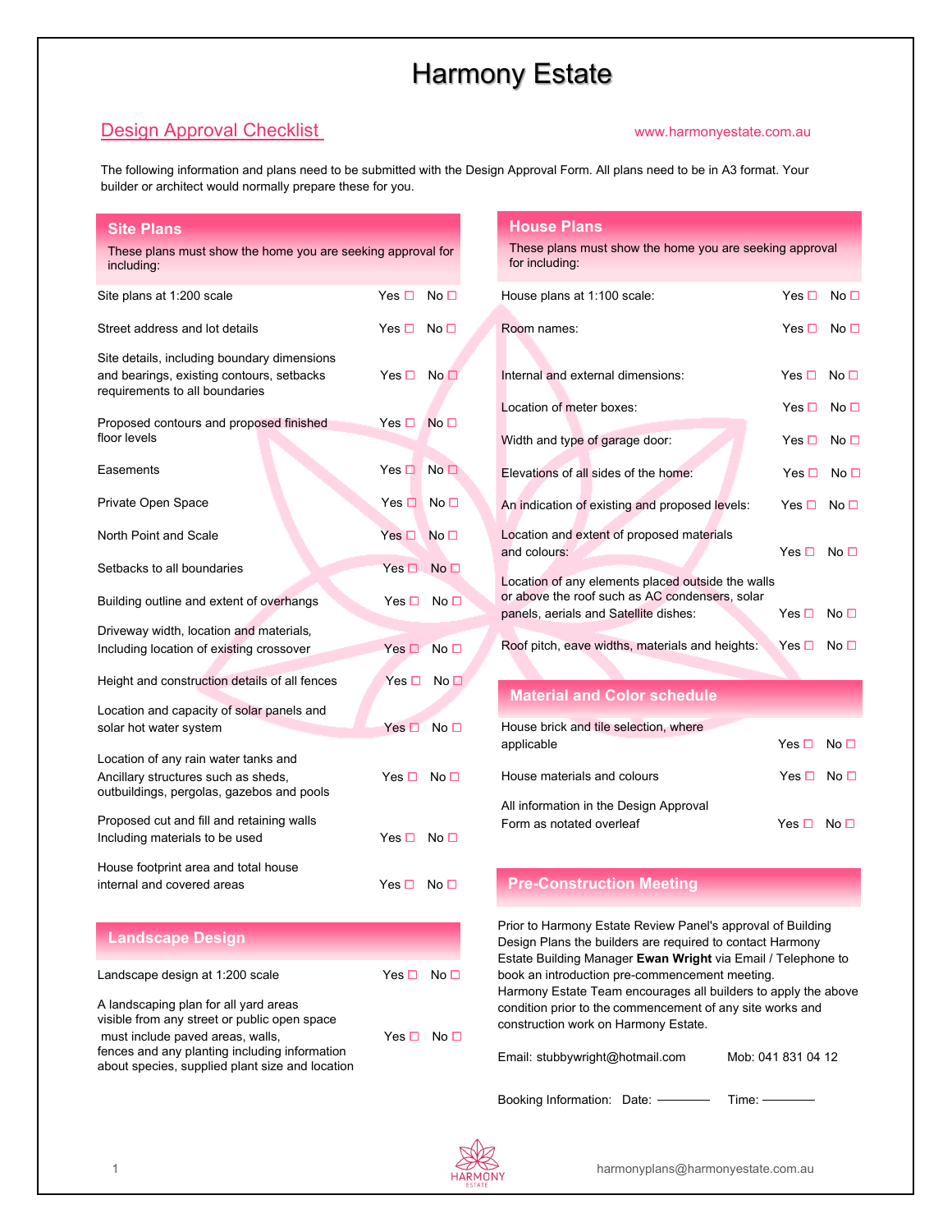# Harmony Estate

## Design Approval Checklist

www.harmonyestate.com.au

The following information and plans need to be submitted with the Design Approval Form. All plans need to be in A3 format. Your builder or architect would normally prepare these for you.

### Site Plans

These plans must show the home you are seeking approval for including:

| Item | Yes | No |
|---|---|---|
| Site plans at 1:200 scale | ☐ | ☐ |
| Street address and lot details | ☐ | ☐ |
| Site details, including boundary dimensions and bearings, existing contours, setbacks requirements to all boundaries | ☐ | ☐ |
| Proposed contours and proposed finished floor levels | ☐ | ☐ |
| Easements | ☐ | ☐ |
| Private Open Space | ☐ | ☐ |
| North Point and Scale | ☐ | ☐ |
| Setbacks to all boundaries | ☐ | ☐ |
| Building outline and extent of overhangs | ☐ | ☐ |
| Driveway width, location and materials, Including location of existing crossover | ☐ | ☐ |
| Height and construction details of all fences | ☐ | ☐ |
| Location and capacity of solar panels and solar hot water system | ☐ | ☐ |
| Location of any rain water tanks and Ancillary structures such as sheds, outbuildings, pergolas, gazebos and pools | ☐ | ☐ |
| Proposed cut and fill and retaining walls Including materials to be used | ☐ | ☐ |
| House footprint area and total house internal and covered areas | ☐ | ☐ |

### Landscape Design

| Item | Yes | No |
|---|---|---|
| Landscape design at 1:200 scale | ☐ | ☐ |
| A landscaping plan for all yard areas visible from any street or public open space must include paved areas, walls, fences and any planting including information about species, supplied plant size and location | ☐ | ☐ |

### House Plans

These plans must show the home you are seeking approval for including:

| Item | Yes | No |
|---|---|---|
| House plans at 1:100 scale: | ☐ | ☐ |
| Room names: | ☐ | ☐ |
| Internal and external dimensions: | ☐ | ☐ |
| Location of meter boxes: | ☐ | ☐ |
| Width and type of garage door: | ☐ | ☐ |
| Elevations of all sides of the home: | ☐ | ☐ |
| An indication of existing and proposed levels: | ☐ | ☐ |
| Location and extent of proposed materials and colours: | ☐ | ☐ |
| Location of any elements placed outside the walls or above the roof such as AC condensers, solar panels, aerials and Satellite dishes: | ☐ | ☐ |
| Roof pitch, eave widths, materials and heights: | ☐ | ☐ |

### Material and Color schedule

| Item | Yes | No |
|---|---|---|
| House brick and tile selection, where applicable | ☐ | ☐ |
| House materials and colours | ☐ | ☐ |
| All information in the Design Approval Form as notated overleaf | ☐ | ☐ |

### Pre-Construction Meeting

Prior to Harmony Estate Review Panel's approval of Building Design Plans the builders are required to contact Harmony Estate Building Manager **Ewan Wright** via Email / Telephone to book an introduction pre-commencement meeting.
Harmony Estate Team encourages all builders to apply the above condition prior to the commencement of any site works and construction work on Harmony Estate.

Email: stubbywright@hotmail.com    Mob: 041 831 04 12

Booking Information: Date: ________ Time: ________

harmonyplans@harmonyestate.com.au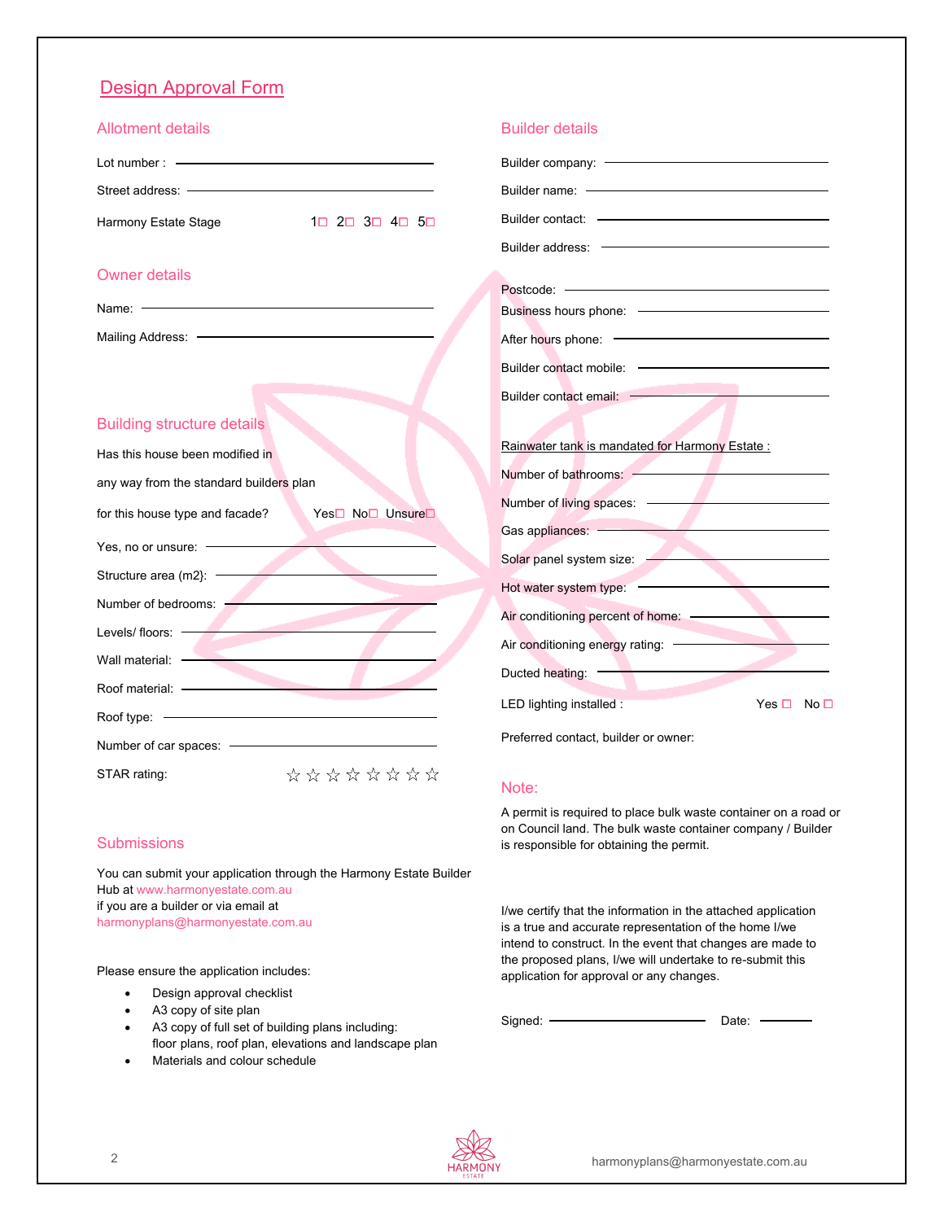# Design Approval Form

## Allotment details

Lot number : ____________________

Street address: ____________________

Harmony Estate Stage 1☐ 2☐ 3☐ 4☐ 5☐

## Owner details

Name: ____________________

Mailing Address: ____________________

## Building structure details

Has this house been modified in any way from the standard builders plan for this house type and facade? Yes☐ No☐ Unsure☐

Yes, no or unsure: ____________________

Structure area (m2}: ____________________

Number of bedrooms: ____________________

Levels/ floors: ____________________

Wall material: ____________________

Roof material: ____________________

Roof type: ____________________

Number of car spaces: ____________________

STAR rating: ☆ ☆ ☆ ☆ ☆ ☆ ☆ ☆

## Submissions

You can submit your application through the Harmony Estate Builder Hub at www.harmonyestate.com.au if you are a builder or via email at harmonyplans@harmonyestate.com.au

Please ensure the application includes:

- Design approval checklist
- A3 copy of site plan
- A3 copy of full set of building plans including: floor plans, roof plan, elevations and landscape plan
- Materials and colour schedule

## Builder details

Builder company: ____________________

Builder name: ____________________

Builder contact: ____________________

Builder address: ____________________

Postcode: ____________________

Business hours phone: ____________________

After hours phone: ____________________

Builder contact mobile: ____________________

Builder contact email: ____________________

Rainwater tank is mandated for Harmony Estate :

Number of bathrooms: ____________________

Number of living spaces: ____________________

Gas appliances: ____________________

Solar panel system size: ____________________

Hot water system type: ____________________

Air conditioning percent of home: ____________________

Air conditioning energy rating: ____________________

Ducted heating: ____________________

LED lighting installed : Yes ☐ No ☐

Preferred contact, builder or owner:

## Note:

A permit is required to place bulk waste container on a road or on Council land. The bulk waste container company / Builder is responsible for obtaining the permit.

I/we certify that the information in the attached application is a true and accurate representation of the home I/we intend to construct. In the event that changes are made to the proposed plans, I/we will undertake to re-submit this application for approval or any changes.

Signed: ____________________ Date: __________

harmonyplans@harmonyestate.com.au